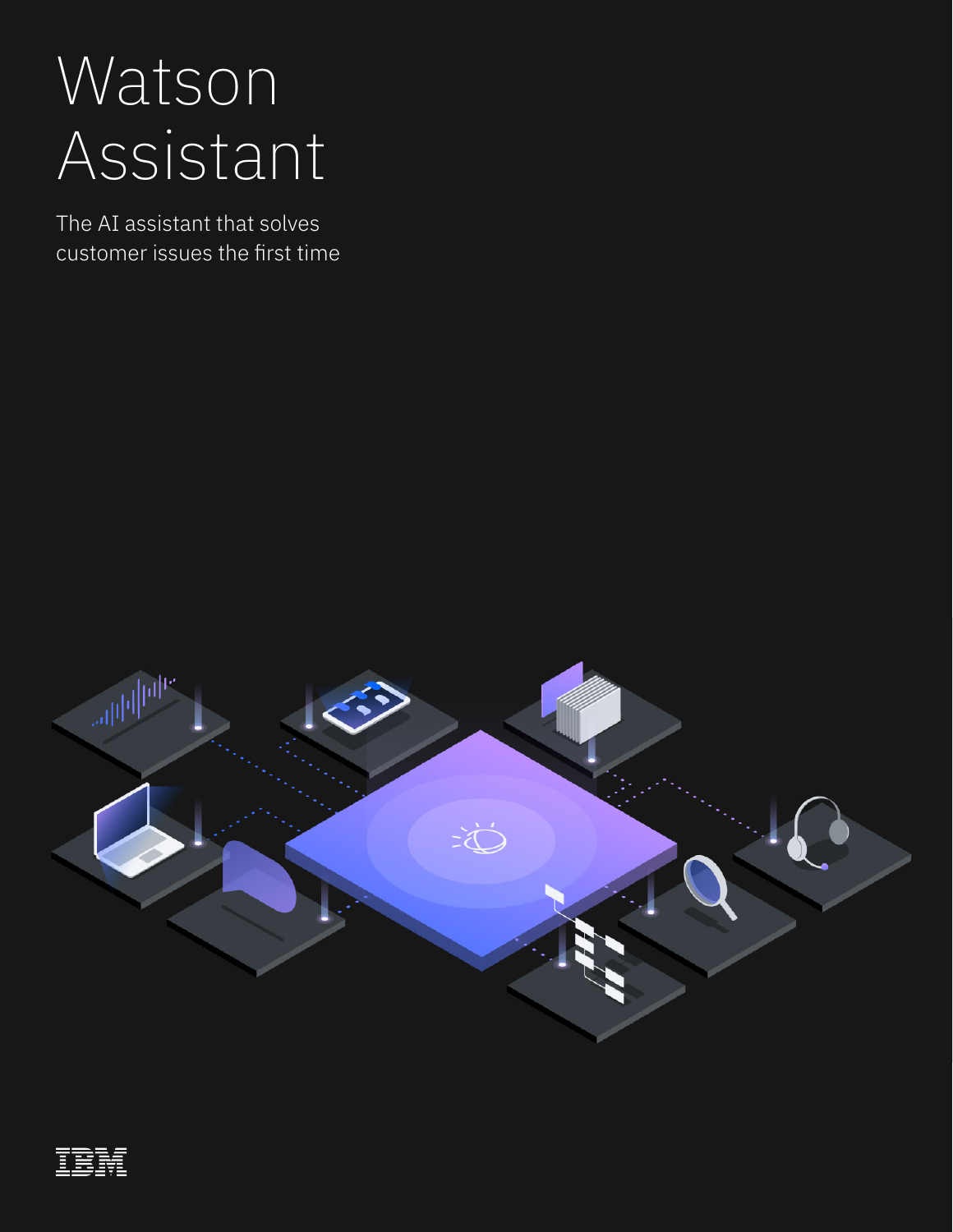# Watson Assistant

The AI assistant that solves customer issues the first time

IBM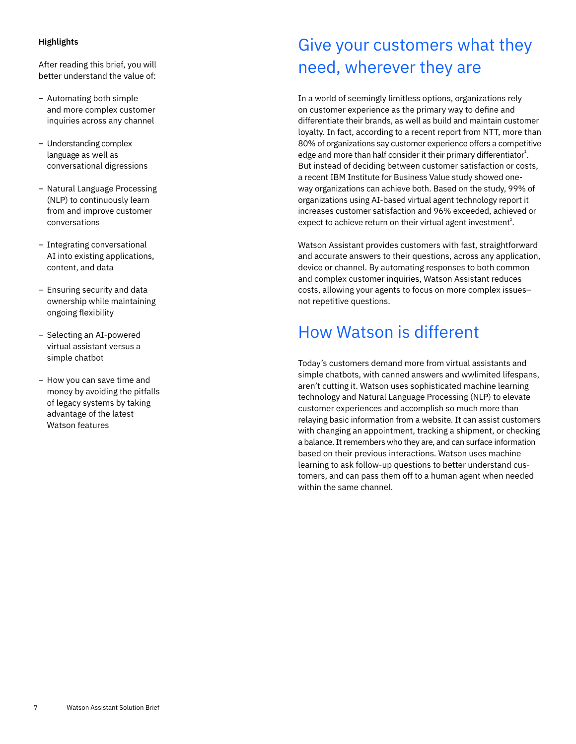**Highlights**

After reading this brief, you will better understand the value of:

- Automating both simple and more complex customer inquiries across any channel
- Understanding complex language as well as conversational digressions
- Natural Language Processing (NLP) to continuously learn from and improve customer conversations
- Integrating conversational AI into existing applications, content, and data
- Ensuring security and data ownership while maintaining ongoing flexibility
- Selecting an AI-powered virtual assistant versus a simple chatbot
- How you can save time and money by avoiding the pitfalls of legacy systems by taking advantage of the latest Watson features

## Give your customers what they need, wherever they are

In a world of seemingly limitless options, organizations rely on customer experience as the primary way to define and differentiate their brands, as well as build and maintain customer loyalty. In fact, according to a recent report from NTT, more than 80% of organizations say customer experience offers a competitive edge and more than half consider it their primary differentiator[1]. But instead of deciding between customer satisfaction or costs, a recent IBM Institute for Business Value study showed one-way organizations can achieve both. Based on the study, 99% of organizations using AI-based virtual agent technology report it increases customer satisfaction and 96% exceeded, achieved or expect to achieve return on their virtual agent investment[2].

Watson Assistant provides customers with fast, straightforward and accurate answers to their questions, across any application, device or channel. By automating responses to both common and complex customer inquiries, Watson Assistant reduces costs, allowing your agents to focus on more complex issues– not repetitive questions.

## How Watson is different

Today's customers demand more from virtual assistants and simple chatbots, with canned answers and wwlimited lifespans, aren't cutting it. Watson uses sophisticated machine learning technology and Natural Language Processing (NLP) to elevate customer experiences and accomplish so much more than relaying basic information from a website. It can assist customers with changing an appointment, tracking a shipment, or checking a balance. It remembers who they are, and can surface information based on their previous interactions. Watson uses machine learning to ask follow-up questions to better understand customers, and can pass them off to a human agent when needed within the same channel.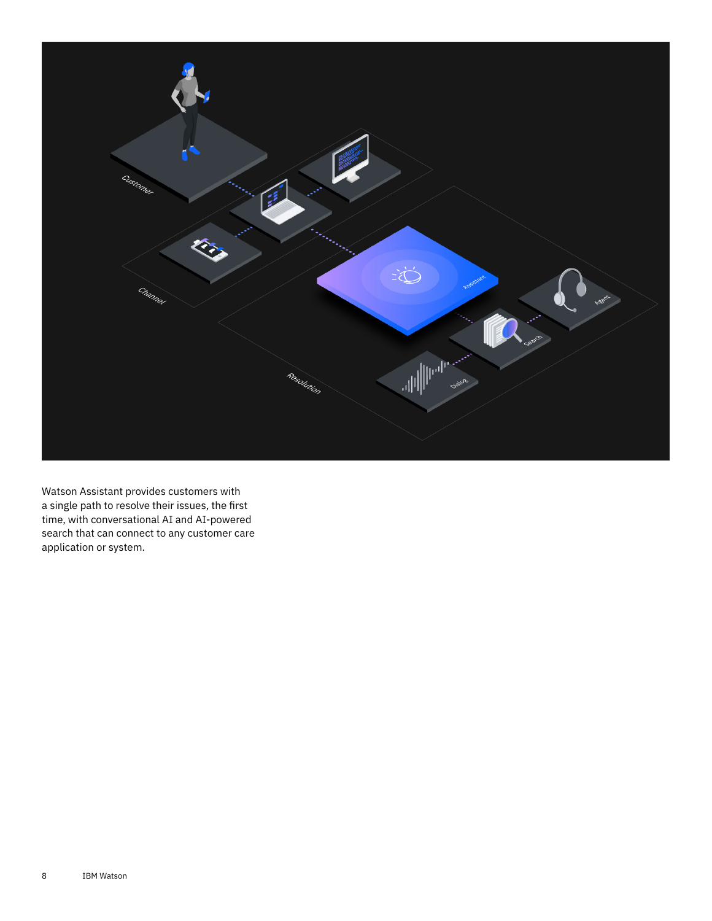Watson Assistant provides customers with a single path to resolve their issues, the first time, with conversational AI and AI-powered search that can connect to any customer care application or system.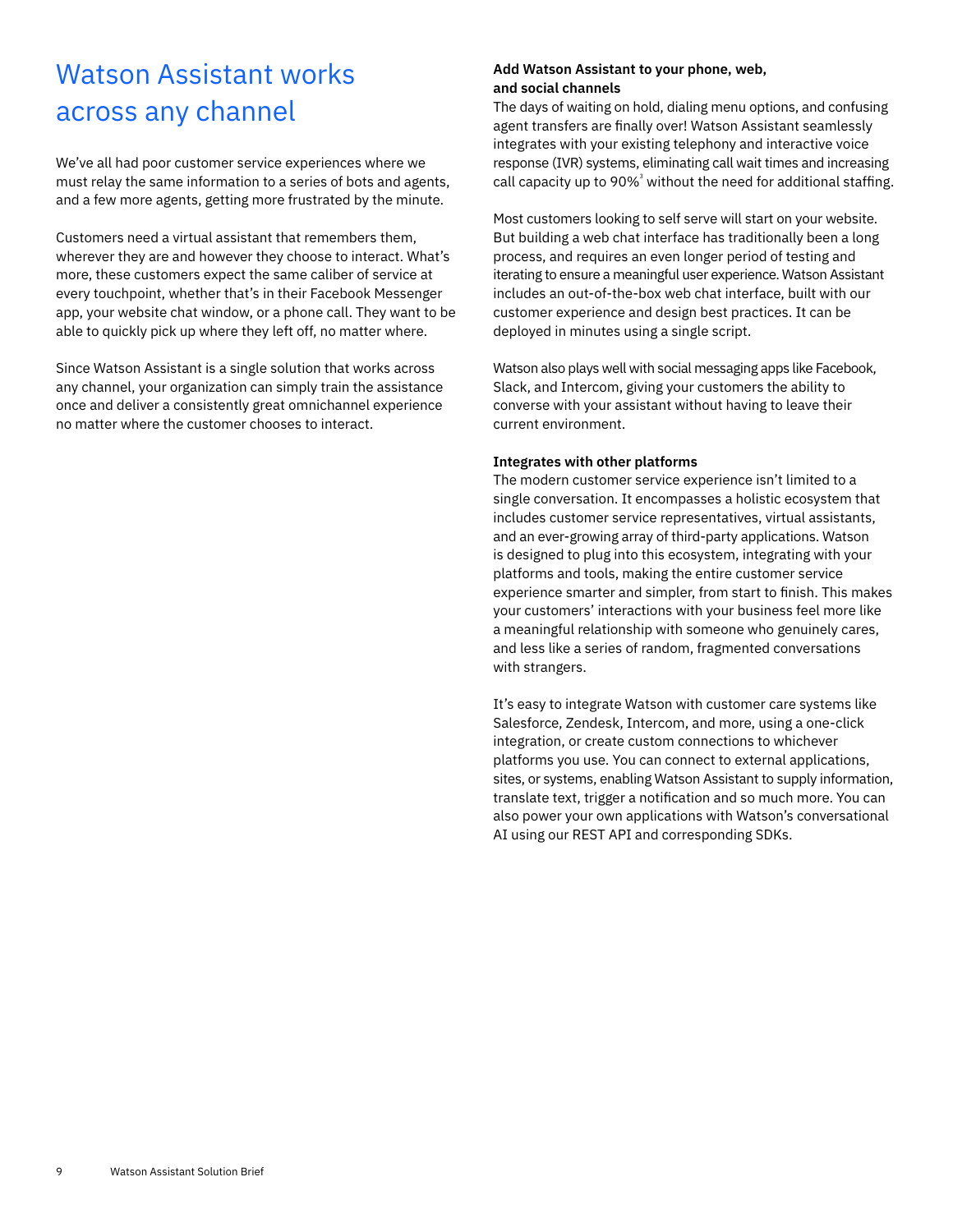# Watson Assistant works across any channel

We've all had poor customer service experiences where we must relay the same information to a series of bots and agents, and a few more agents, getting more frustrated by the minute.

Customers need a virtual assistant that remembers them, wherever they are and however they choose to interact. What's more, these customers expect the same caliber of service at every touchpoint, whether that's in their Facebook Messenger app, your website chat window, or a phone call. They want to be able to quickly pick up where they left off, no matter where.

Since Watson Assistant is a single solution that works across any channel, your organization can simply train the assistance once and deliver a consistently great omnichannel experience no matter where the customer chooses to interact.

**Add Watson Assistant to your phone, web, and social channels**

The days of waiting on hold, dialing menu options, and confusing agent transfers are finally over! Watson Assistant seamlessly integrates with your existing telephony and interactive voice response (IVR) systems, eliminating call wait times and increasing call capacity up to 90%[3] without the need for additional staffing.

Most customers looking to self serve will start on your website. But building a web chat interface has traditionally been a long process, and requires an even longer period of testing and iterating to ensure a meaningful user experience. Watson Assistant includes an out-of-the-box web chat interface, built with our customer experience and design best practices. It can be deployed in minutes using a single script.

Watson also plays well with social messaging apps like Facebook, Slack, and Intercom, giving your customers the ability to converse with your assistant without having to leave their current environment.

**Integrates with other platforms**

The modern customer service experience isn't limited to a single conversation. It encompasses a holistic ecosystem that includes customer service representatives, virtual assistants, and an ever-growing array of third-party applications. Watson is designed to plug into this ecosystem, integrating with your platforms and tools, making the entire customer service experience smarter and simpler, from start to finish. This makes your customers' interactions with your business feel more like a meaningful relationship with someone who genuinely cares, and less like a series of random, fragmented conversations with strangers.

It's easy to integrate Watson with customer care systems like Salesforce, Zendesk, Intercom, and more, using a one-click integration, or create custom connections to whichever platforms you use. You can connect to external applications, sites, or systems, enabling Watson Assistant to supply information, translate text, trigger a notification and so much more. You can also power your own applications with Watson's conversational AI using our REST API and corresponding SDKs.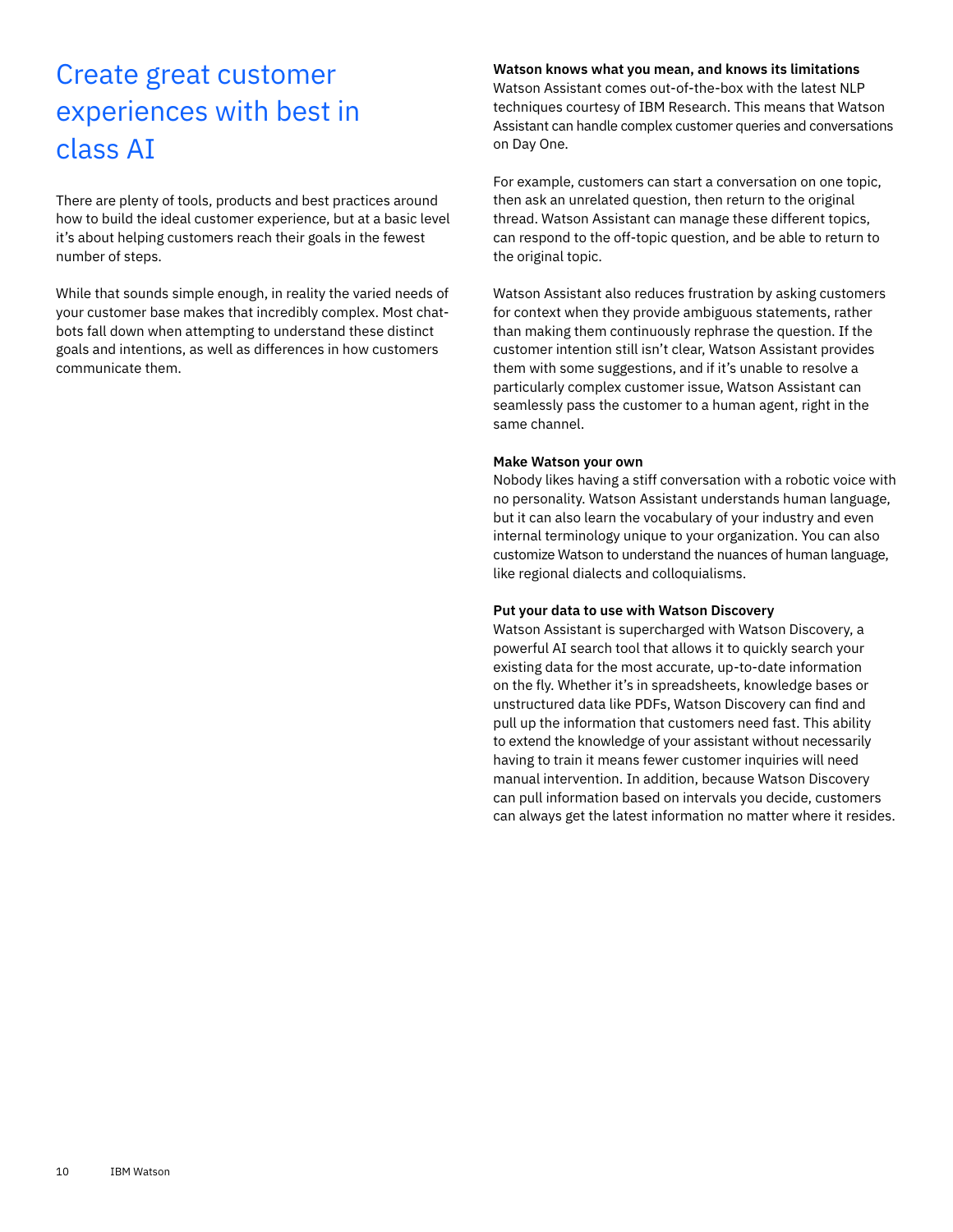# Create great customer experiences with best in class AI

There are plenty of tools, products and best practices around how to build the ideal customer experience, but at a basic level it's about helping customers reach their goals in the fewest number of steps.

While that sounds simple enough, in reality the varied needs of your customer base makes that incredibly complex. Most chat-bots fall down when attempting to understand these distinct goals and intentions, as well as differences in how customers communicate them.

**Watson knows what you mean, and knows its limitations**
Watson Assistant comes out-of-the-box with the latest NLP techniques courtesy of IBM Research. This means that Watson Assistant can handle complex customer queries and conversations on Day One.

For example, customers can start a conversation on one topic, then ask an unrelated question, then return to the original thread. Watson Assistant can manage these different topics, can respond to the off-topic question, and be able to return to the original topic.

Watson Assistant also reduces frustration by asking customers for context when they provide ambiguous statements, rather than making them continuously rephrase the question. If the customer intention still isn't clear, Watson Assistant provides them with some suggestions, and if it's unable to resolve a particularly complex customer issue, Watson Assistant can seamlessly pass the customer to a human agent, right in the same channel.

**Make Watson your own**
Nobody likes having a stiff conversation with a robotic voice with no personality. Watson Assistant understands human language, but it can also learn the vocabulary of your industry and even internal terminology unique to your organization. You can also customize Watson to understand the nuances of human language, like regional dialects and colloquialisms.

**Put your data to use with Watson Discovery**
Watson Assistant is supercharged with Watson Discovery, a powerful AI search tool that allows it to quickly search your existing data for the most accurate, up-to-date information on the fly. Whether it's in spreadsheets, knowledge bases or unstructured data like PDFs, Watson Discovery can find and pull up the information that customers need fast. This ability to extend the knowledge of your assistant without necessarily having to train it means fewer customer inquiries will need manual intervention. In addition, because Watson Discovery can pull information based on intervals you decide, customers can always get the latest information no matter where it resides.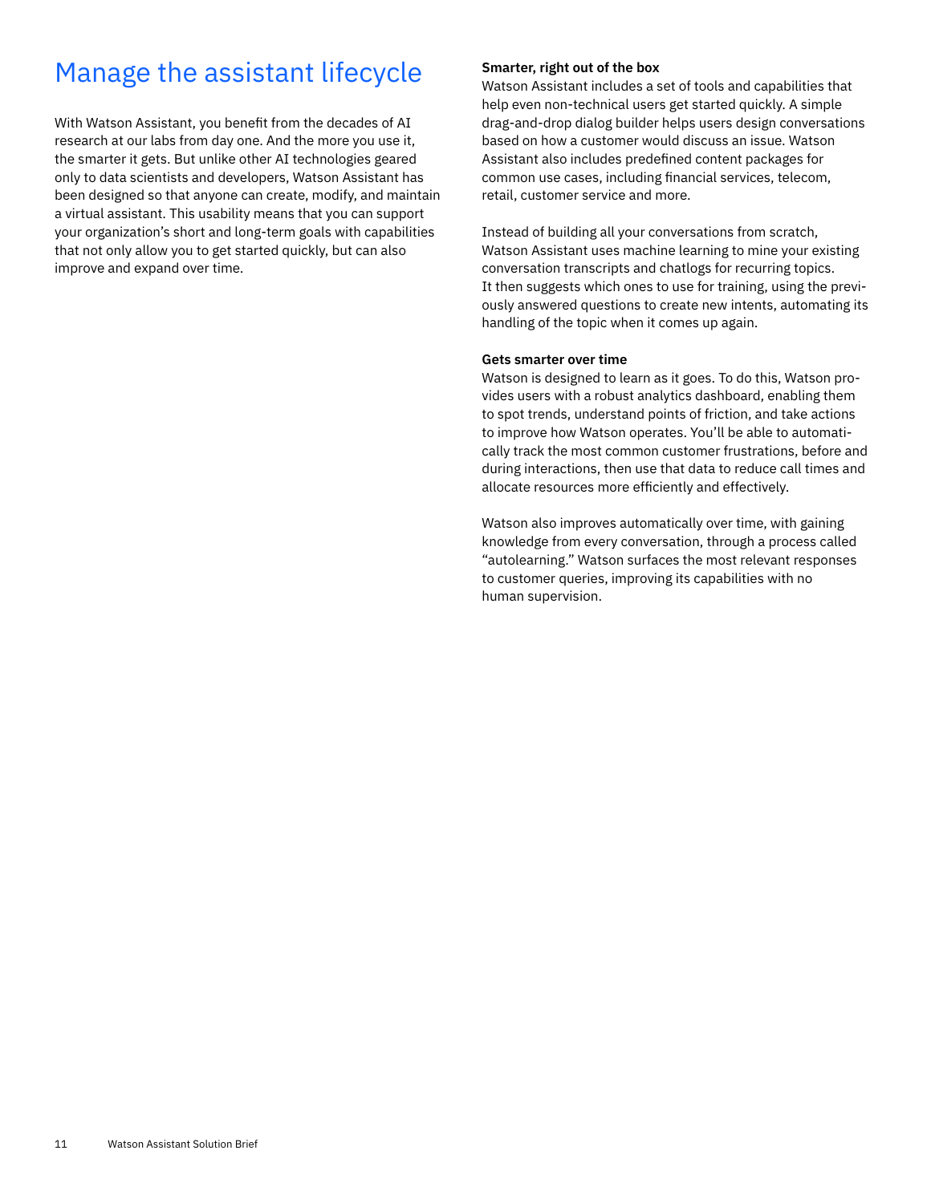# Manage the assistant lifecycle

With Watson Assistant, you benefit from the decades of AI research at our labs from day one. And the more you use it, the smarter it gets. But unlike other AI technologies geared only to data scientists and developers, Watson Assistant has been designed so that anyone can create, modify, and maintain a virtual assistant. This usability means that you can support your organization's short and long-term goals with capabilities that not only allow you to get started quickly, but can also improve and expand over time.

**Smarter, right out of the box**

Watson Assistant includes a set of tools and capabilities that help even non-technical users get started quickly. A simple drag-and-drop dialog builder helps users design conversations based on how a customer would discuss an issue. Watson Assistant also includes predefined content packages for common use cases, including financial services, telecom, retail, customer service and more.

Instead of building all your conversations from scratch, Watson Assistant uses machine learning to mine your existing conversation transcripts and chatlogs for recurring topics. It then suggests which ones to use for training, using the previously answered questions to create new intents, automating its handling of the topic when it comes up again.

**Gets smarter over time**

Watson is designed to learn as it goes. To do this, Watson provides users with a robust analytics dashboard, enabling them to spot trends, understand points of friction, and take actions to improve how Watson operates. You'll be able to automatically track the most common customer frustrations, before and during interactions, then use that data to reduce call times and allocate resources more efficiently and effectively.

Watson also improves automatically over time, with gaining knowledge from every conversation, through a process called "autolearning." Watson surfaces the most relevant responses to customer queries, improving its capabilities with no human supervision.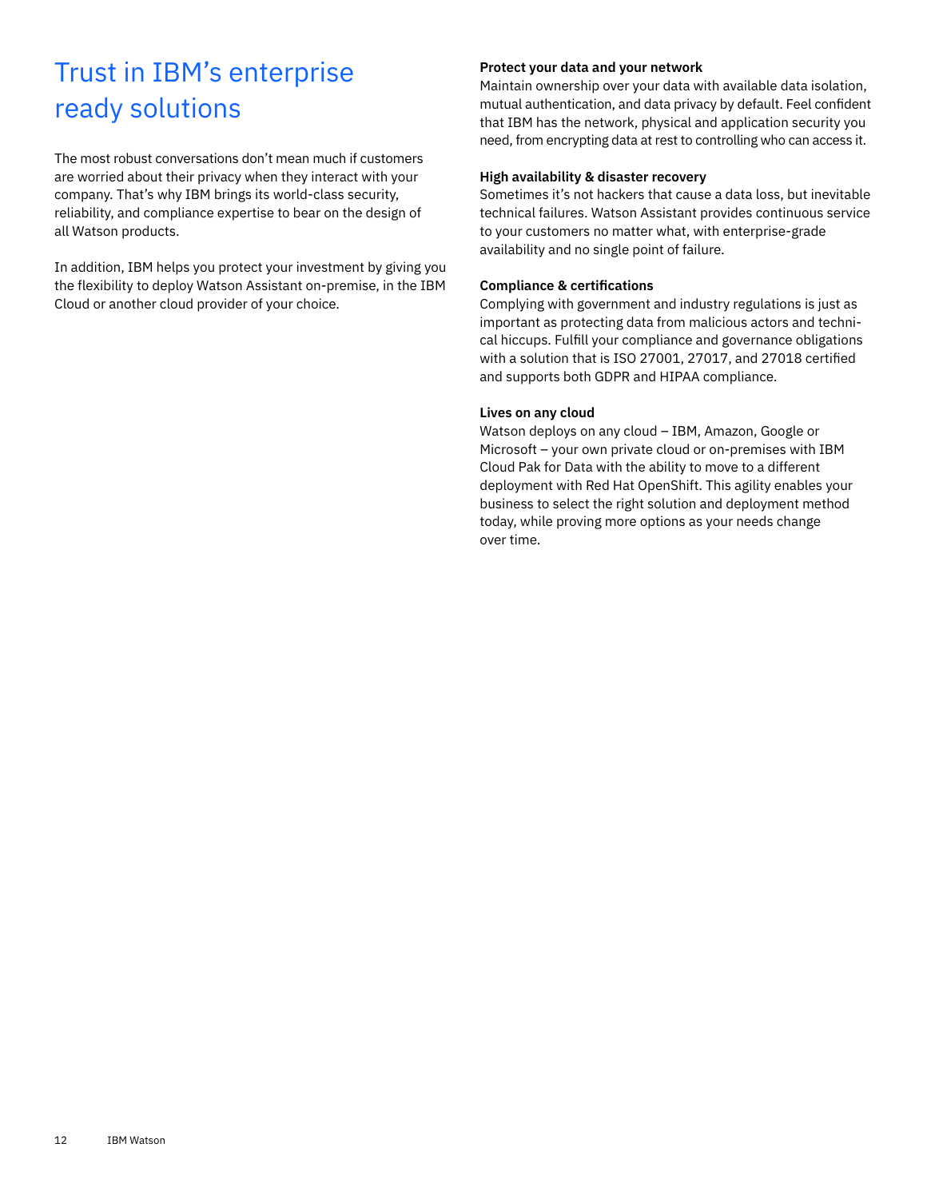# Trust in IBM's enterprise ready solutions

The most robust conversations don't mean much if customers are worried about their privacy when they interact with your company. That's why IBM brings its world-class security, reliability, and compliance expertise to bear on the design of all Watson products.

In addition, IBM helps you protect your investment by giving you the flexibility to deploy Watson Assistant on-premise, in the IBM Cloud or another cloud provider of your choice.

**Protect your data and your network**
Maintain ownership over your data with available data isolation, mutual authentication, and data privacy by default. Feel confident that IBM has the network, physical and application security you need, from encrypting data at rest to controlling who can access it.

**High availability & disaster recovery**
Sometimes it's not hackers that cause a data loss, but inevitable technical failures. Watson Assistant provides continuous service to your customers no matter what, with enterprise-grade availability and no single point of failure.

**Compliance & certifications**
Complying with government and industry regulations is just as important as protecting data from malicious actors and technical hiccups. Fulfill your compliance and governance obligations with a solution that is ISO 27001, 27017, and 27018 certified and supports both GDPR and HIPAA compliance.

**Lives on any cloud**
Watson deploys on any cloud – IBM, Amazon, Google or Microsoft – your own private cloud or on-premises with IBM Cloud Pak for Data with the ability to move to a different deployment with Red Hat OpenShift. This agility enables your business to select the right solution and deployment method today, while proving more options as your needs change over time.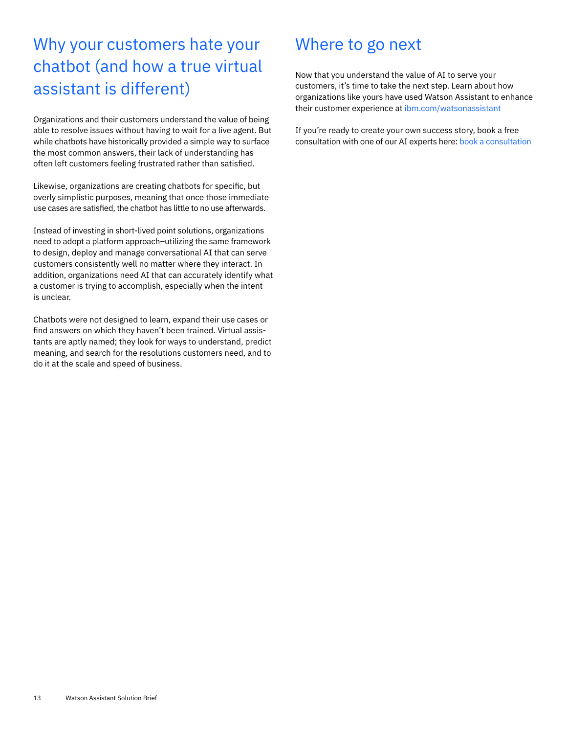## Why your customers hate your chatbot (and how a true virtual assistant is different)

Organizations and their customers understand the value of being able to resolve issues without having to wait for a live agent. But while chatbots have historically provided a simple way to surface the most common answers, their lack of understanding has often left customers feeling frustrated rather than satisfied.

Likewise, organizations are creating chatbots for specific, but overly simplistic purposes, meaning that once those immediate use cases are satisfied, the chatbot has little to no use afterwards.

Instead of investing in short-lived point solutions, organizations need to adopt a platform approach–utilizing the same framework to design, deploy and manage conversational AI that can serve customers consistently well no matter where they interact. In addition, organizations need AI that can accurately identify what a customer is trying to accomplish, especially when the intent is unclear.

Chatbots were not designed to learn, expand their use cases or find answers on which they haven't been trained. Virtual assistants are aptly named; they look for ways to understand, predict meaning, and search for the resolutions customers need, and to do it at the scale and speed of business.

## Where to go next

Now that you understand the value of AI to serve your customers, it's time to take the next step. Learn about how organizations like yours have used Watson Assistant to enhance their customer experience at ibm.com/watsonassistant

If you're ready to create your own success story, book a free consultation with one of our AI experts here: book a consultation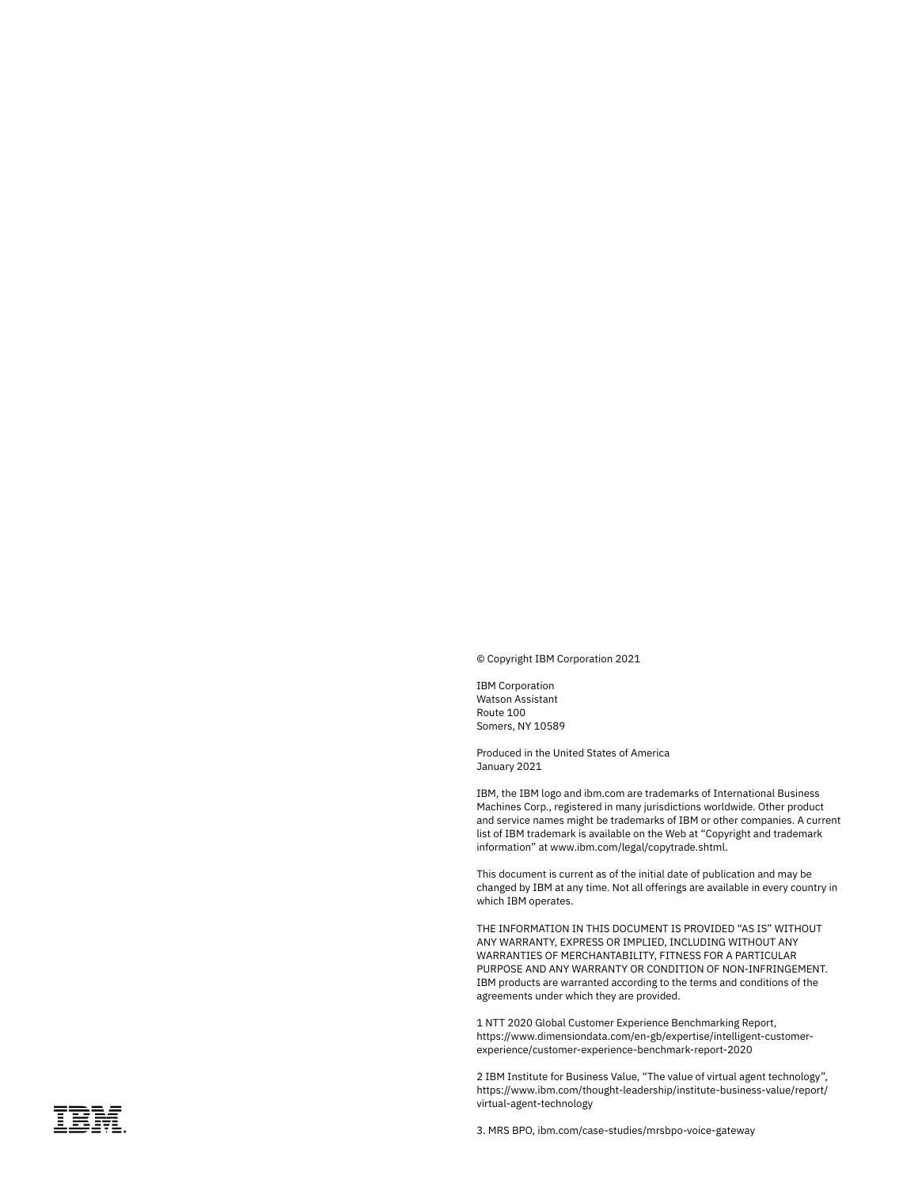© Copyright IBM Corporation 2021

IBM Corporation
Watson Assistant
Route 100
Somers, NY 10589

Produced in the United States of America
January 2021

IBM, the IBM logo and ibm.com are trademarks of International Business Machines Corp., registered in many jurisdictions worldwide. Other product and service names might be trademarks of IBM or other companies. A current list of IBM trademark is available on the Web at "Copyright and trademark information" at www.ibm.com/legal/copytrade.shtml.

This document is current as of the initial date of publication and may be changed by IBM at any time. Not all offerings are available in every country in which IBM operates.

THE INFORMATION IN THIS DOCUMENT IS PROVIDED "AS IS" WITHOUT ANY WARRANTY, EXPRESS OR IMPLIED, INCLUDING WITHOUT ANY WARRANTIES OF MERCHANTABILITY, FITNESS FOR A PARTICULAR PURPOSE AND ANY WARRANTY OR CONDITION OF NON-INFRINGEMENT. IBM products are warranted according to the terms and conditions of the agreements under which they are provided.

1 NTT 2020 Global Customer Experience Benchmarking Report, https://www.dimensiondata.com/en-gb/expertise/intelligent-customer-experience/customer-experience-benchmark-report-2020

2 IBM Institute for Business Value, "The value of virtual agent technology", https://www.ibm.com/thought-leadership/institute-business-value/report/virtual-agent-technology

3. MRS BPO, ibm.com/case-studies/mrsbpo-voice-gateway